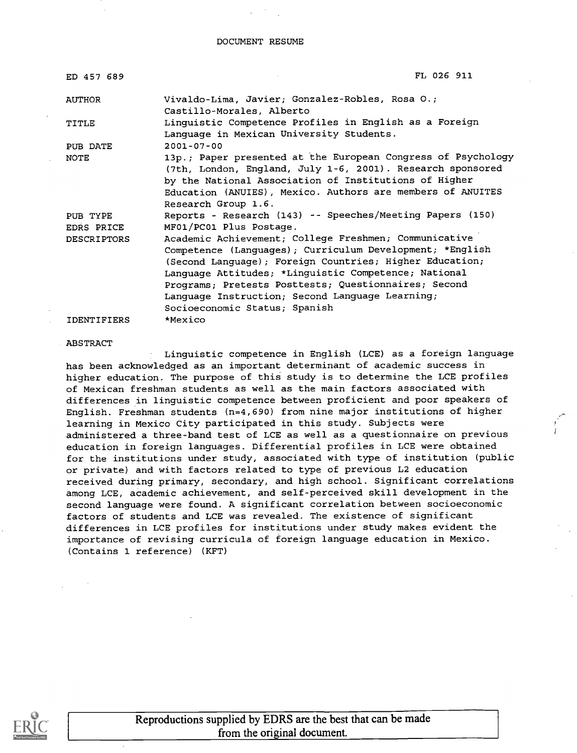# DOCUMENT RESUME

ED 457 689 FL 026 911

| | |
|---|---|
| AUTHOR | Vivaldo-Lima, Javier; Gonzalez-Robles, Rosa O.; Castillo-Morales, Alberto |
| TITLE | Linguistic Competence Profiles in English as a Foreign Language in Mexican University Students. |
| PUB DATE | 2001-07-00 |
| NOTE | 13p.; Paper presented at the European Congress of Psychology (7th, London, England, July 1-6, 2001). Research sponsored by the National Association of Institutions of Higher Education (ANUIES), Mexico. Authors are members of ANUITES Research Group 1.6. |
| PUB TYPE | Reports - Research (143) -- Speeches/Meeting Papers (150) |
| EDRS PRICE | MF01/PC01 Plus Postage. |
| DESCRIPTORS | Academic Achievement; College Freshmen; Communicative Competence (Languages); Curriculum Development; *English (Second Language); Foreign Countries; Higher Education; Language Attitudes; *Linguistic Competence; National Programs; Pretests Posttests; Questionnaires; Second Language Instruction; Second Language Learning; Socioeconomic Status; Spanish |
| IDENTIFIERS | *Mexico |

ABSTRACT

Linguistic competence in English (LCE) as a foreign language has been acknowledged as an important determinant of academic success in higher education. The purpose of this study is to determine the LCE profiles of Mexican freshman students as well as the main factors associated with differences in linguistic competence between proficient and poor speakers of English. Freshman students (n=4,690) from nine major institutions of higher learning in Mexico City participated in this study. Subjects were administered a three-band test of LCE as well as a questionnaire on previous education in foreign languages. Differential profiles in LCE were obtained for the institutions under study, associated with type of institution (public or private) and with factors related to type of previous L2 education received during primary, secondary, and high school. Significant correlations among LCE, academic achievement, and self-perceived skill development in the second language were found. A significant correlation between socioeconomic factors of students and LCE was revealed. The existence of significant differences in LCE profiles for institutions under study makes evident the importance of revising curricula of foreign language education in Mexico. (Contains 1 reference) (KFT)

Reproductions supplied by EDRS are the best that can be made from the original document.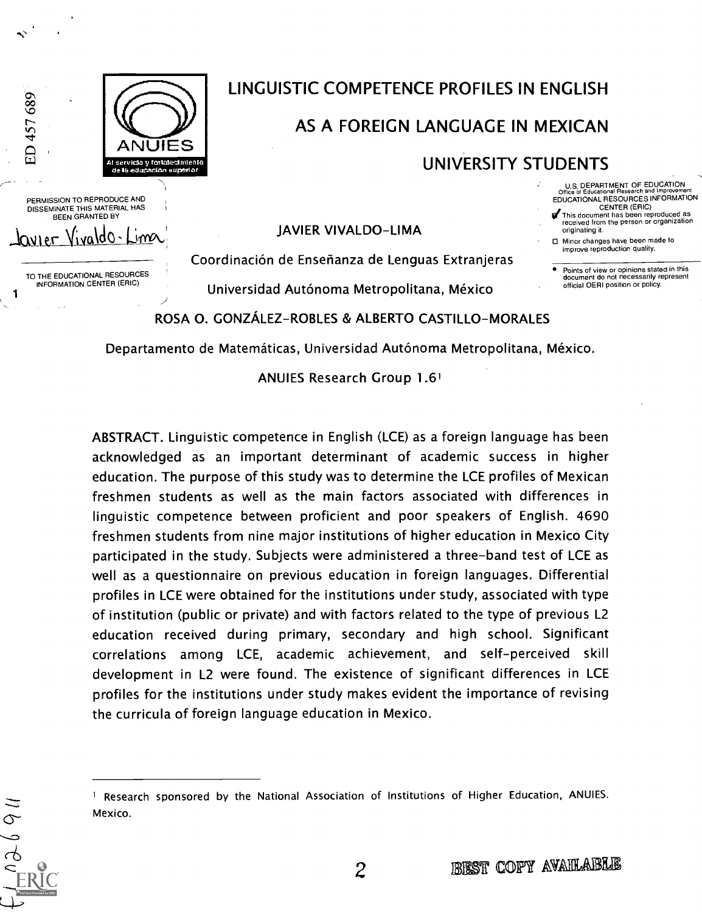# LINGUISTIC COMPETENCE PROFILES IN ENGLISH AS A FOREIGN LANGUAGE IN MEXICAN UNIVERSITY STUDENTS

JAVIER VIVALDO-LIMA

Coordinación de Enseñanza de Lenguas Extranjeras

Universidad Autónoma Metropolitana, México

ROSA O. GONZÁLEZ-ROBLES & ALBERTO CASTILLO-MORALES

Departamento de Matemáticas, Universidad Autónoma Metropolitana, México.

ANUIES Research Group 1.6[1]

ABSTRACT. Linguistic competence in English (LCE) as a foreign language has been acknowledged as an important determinant of academic success in higher education. The purpose of this study was to determine the LCE profiles of Mexican freshmen students as well as the main factors associated with differences in linguistic competence between proficient and poor speakers of English. 4690 freshmen students from nine major institutions of higher education in Mexico City participated in the study. Subjects were administered a three-band test of LCE as well as a questionnaire on previous education in foreign languages. Differential profiles in LCE were obtained for the institutions under study, associated with type of institution (public or private) and with factors related to the type of previous L2 education received during primary, secondary and high school. Significant correlations among LCE, academic achievement, and self-perceived skill development in L2 were found. The existence of significant differences in LCE profiles for the institutions under study makes evident the importance of revising the curricula of foreign language education in Mexico.

---

[1] Research sponsored by the National Association of Institutions of Higher Education, ANUIES. Mexico.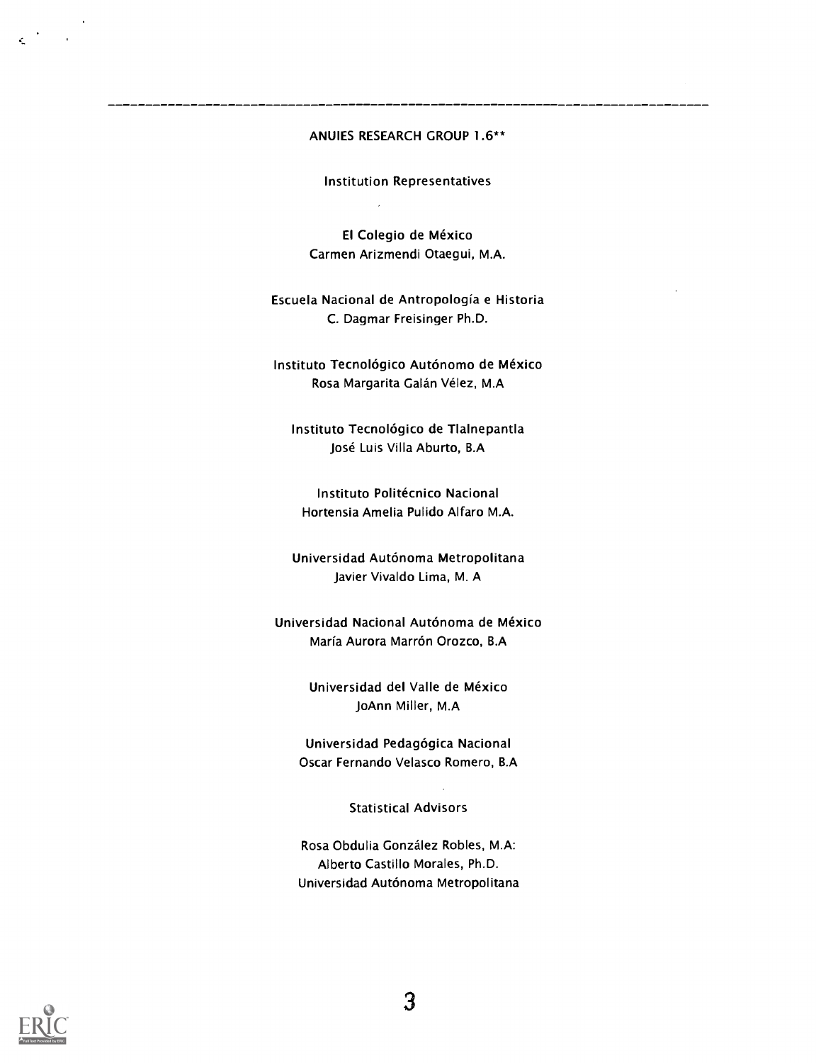## ANUIES RESEARCH GROUP 1.6**

### Institution Representatives

El Colegio de México
Carmen Arizmendi Otaegui, M.A.

Escuela Nacional de Antropología e Historia
C. Dagmar Freisinger Ph.D.

Instituto Tecnológico Autónomo de México
Rosa Margarita Galán Vélez, M.A

Instituto Tecnológico de Tlalnepantla
José Luis Villa Aburto, B.A

Instituto Politécnico Nacional
Hortensia Amelia Pulido Alfaro M.A.

Universidad Autónoma Metropolitana
Javier Vivaldo Lima, M. A

Universidad Nacional Autónoma de México
María Aurora Marrón Orozco, B.A

Universidad del Valle de México
JoAnn Miller, M.A

Universidad Pedagógica Nacional
Oscar Fernando Velasco Romero, B.A

### Statistical Advisors

Rosa Obdulia González Robles, M.A:
Alberto Castillo Morales, Ph.D.
Universidad Autónoma Metropolitana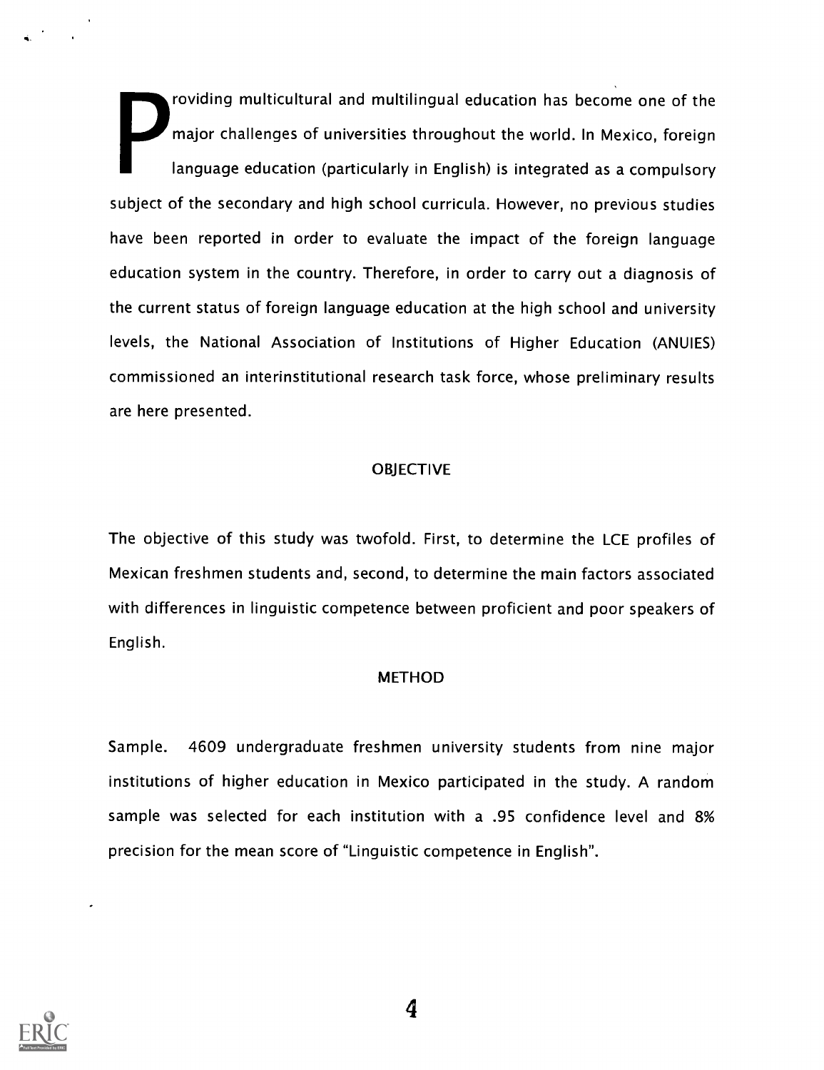Providing multicultural and multilingual education has become one of the major challenges of universities throughout the world. In Mexico, foreign language education (particularly in English) is integrated as a compulsory subject of the secondary and high school curricula. However, no previous studies have been reported in order to evaluate the impact of the foreign language education system in the country. Therefore, in order to carry out a diagnosis of the current status of foreign language education at the high school and university levels, the National Association of Institutions of Higher Education (ANUIES) commissioned an interinstitutional research task force, whose preliminary results are here presented.

## OBJECTIVE

The objective of this study was twofold. First, to determine the LCE profiles of Mexican freshmen students and, second, to determine the main factors associated with differences in linguistic competence between proficient and poor speakers of English.

## METHOD

Sample. 4609 undergraduate freshmen university students from nine major institutions of higher education in Mexico participated in the study. A random sample was selected for each institution with a .95 confidence level and 8% precision for the mean score of "Linguistic competence in English".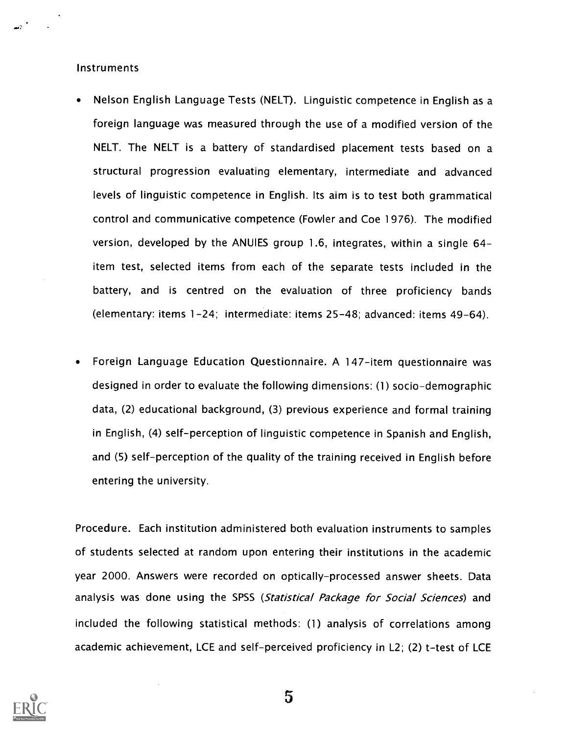Instruments

- Nelson English Language Tests (NELT). Linguistic competence in English as a foreign language was measured through the use of a modified version of the NELT. The NELT is a battery of standardised placement tests based on a structural progression evaluating elementary, intermediate and advanced levels of linguistic competence in English. Its aim is to test both grammatical control and communicative competence (Fowler and Coe 1976). The modified version, developed by the ANUIES group 1.6, integrates, within a single 64-item test, selected items from each of the separate tests included in the battery, and is centred on the evaluation of three proficiency bands (elementary: items 1-24; intermediate: items 25-48; advanced: items 49-64).

- Foreign Language Education Questionnaire. A 147-item questionnaire was designed in order to evaluate the following dimensions: (1) socio-demographic data, (2) educational background, (3) previous experience and formal training in English, (4) self-perception of linguistic competence in Spanish and English, and (5) self-perception of the quality of the training received in English before entering the university.

Procedure. Each institution administered both evaluation instruments to samples of students selected at random upon entering their institutions in the academic year 2000. Answers were recorded on optically-processed answer sheets. Data analysis was done using the SPSS (*Statistical Package for Social Sciences*) and included the following statistical methods: (1) analysis of correlations among academic achievement, LCE and self-perceived proficiency in L2; (2) t-test of LCE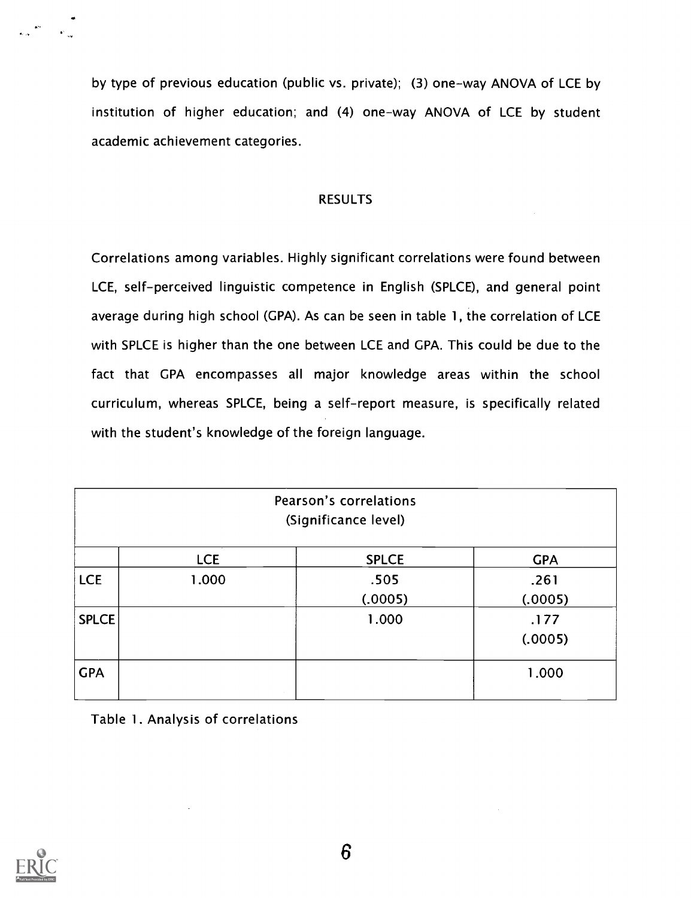by type of previous education (public vs. private); (3) one-way ANOVA of LCE by institution of higher education; and (4) one-way ANOVA of LCE by student academic achievement categories.

## RESULTS

Correlations among variables. Highly significant correlations were found between LCE, self-perceived linguistic competence in English (SPLCE), and general point average during high school (GPA). As can be seen in table 1, the correlation of LCE with SPLCE is higher than the one between LCE and GPA. This could be due to the fact that GPA encompasses all major knowledge areas within the school curriculum, whereas SPLCE, being a self-report measure, is specifically related with the student's knowledge of the foreign language.

| Pearson's correlations (Significance level) | | | |
|---|---|---|---|
| | LCE | SPLCE | GPA |
| LCE | 1.000 | .505 (.0005) | .261 (.0005) |
| SPLCE | | 1.000 | .177 (.0005) |
| GPA | | | 1.000 |

Table 1. Analysis of correlations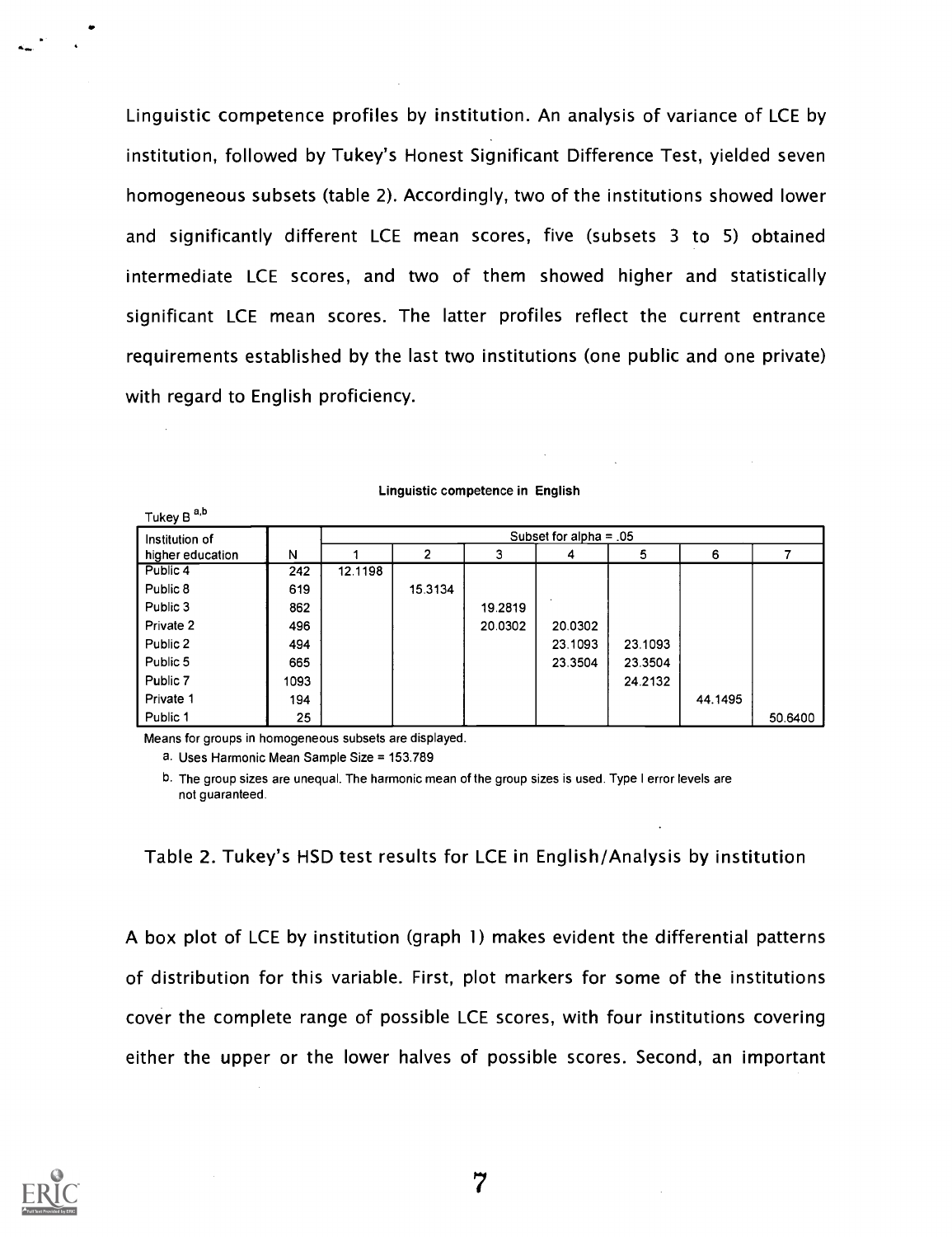Linguistic competence profiles by institution. An analysis of variance of LCE by institution, followed by Tukey's Honest Significant Difference Test, yielded seven homogeneous subsets (table 2). Accordingly, two of the institutions showed lower and significantly different LCE mean scores, five (subsets 3 to 5) obtained intermediate LCE scores, and two of them showed higher and statistically significant LCE mean scores. The latter profiles reflect the current entrance requirements established by the last two institutions (one public and one private) with regard to English proficiency.

**Linguistic competence in English**

Tukey B [a,b]

| Institution of higher education | N | Subset for alpha = .05 | | | | | | |
|---|---|---|---|---|---|---|---|---|
| | | 1 | 2 | 3 | 4 | 5 | 6 | 7 |
| Public 4 | 242 | 12.1198 | | | | | | |
| Public 8 | 619 | | 15.3134 | | | | | |
| Public 3 | 862 | | | 19.2819 | | | | |
| Private 2 | 496 | | | 20.0302 | 20.0302 | | | |
| Public 2 | 494 | | | | 23.1093 | 23.1093 | | |
| Public 5 | 665 | | | | 23.3504 | 23.3504 | | |
| Public 7 | 1093 | | | | | 24.2132 | | |
| Private 1 | 194 | | | | | | 44.1495 | |
| Public 1 | 25 | | | | | | | 50.6400 |

Means for groups in homogeneous subsets are displayed.

a. Uses Harmonic Mean Sample Size = 153.789

b. The group sizes are unequal. The harmonic mean of the group sizes is used. Type I error levels are not guaranteed.

Table 2. Tukey's HSD test results for LCE in English/Analysis by institution

A box plot of LCE by institution (graph 1) makes evident the differential patterns of distribution for this variable. First, plot markers for some of the institutions cover the complete range of possible LCE scores, with four institutions covering either the upper or the lower halves of possible scores. Second, an important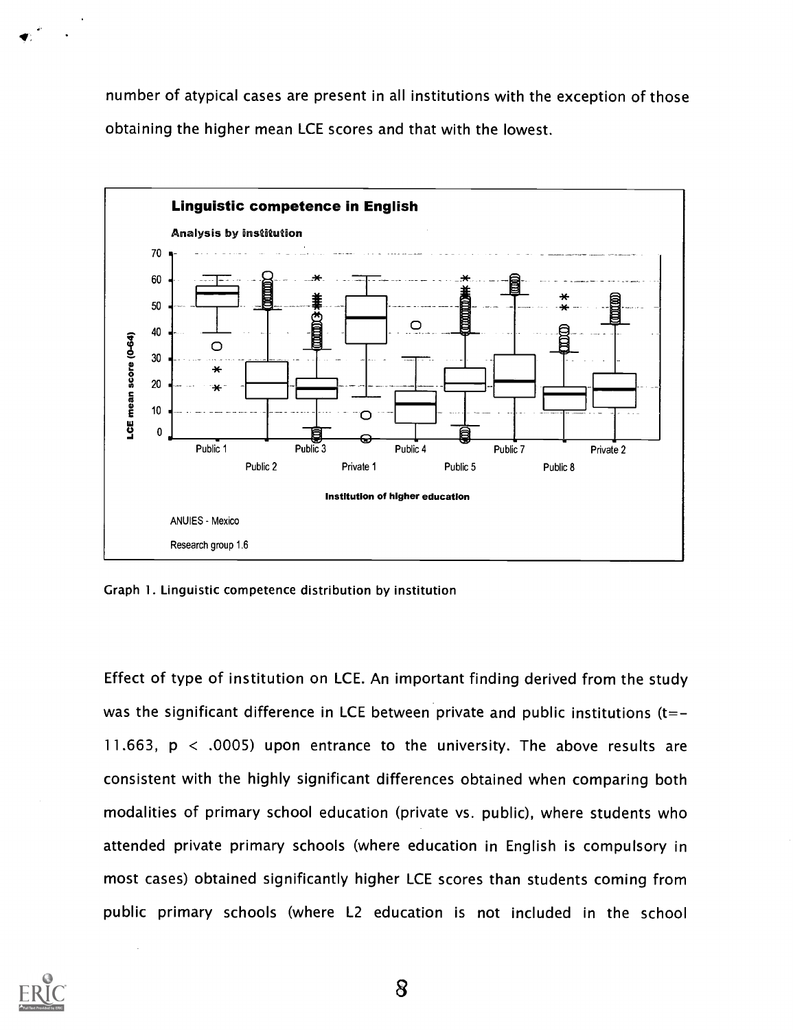number of atypical cases are present in all institutions with the exception of those obtaining the higher mean LCE scores and that with the lowest.

Graph 1. Linguistic competence distribution by institution

Effect of type of institution on LCE. An important finding derived from the study was the significant difference in LCE between private and public institutions ($t=-11.663$, $p < .0005$) upon entrance to the university. The above results are consistent with the highly significant differences obtained when comparing both modalities of primary school education (private vs. public), where students who attended private primary schools (where education in English is compulsory in most cases) obtained significantly higher LCE scores than students coming from public primary schools (where L2 education is not included in the school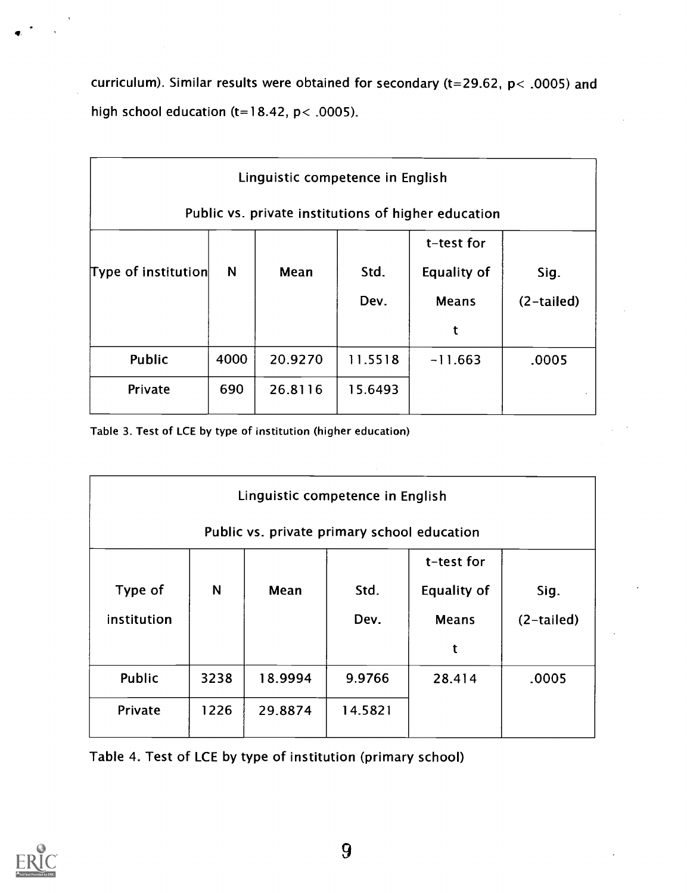curriculum). Similar results were obtained for secondary ($t=29.62$, $p< .0005$) and high school education ($t=18.42$, $p< .0005$).

| Linguistic competence in English<br>Public vs. private institutions of higher education | | | | | |
|---|---|---|---|---|---|
| Type of institution | N | Mean | Std. Dev. | t-test for Equality of Means t | Sig. (2-tailed) |
| Public | 4000 | 20.9270 | 11.5518 | -11.663 | .0005 |
| Private | 690 | 26.8116 | 15.6493 | | |

Table 3. Test of LCE by type of institution (higher education)

| Linguistic competence in English<br>Public vs. private primary school education | | | | | |
|---|---|---|---|---|---|
| Type of institution | N | Mean | Std. Dev. | t-test for Equality of Means t | Sig. (2-tailed) |
| Public | 3238 | 18.9994 | 9.9766 | 28.414 | .0005 |
| Private | 1226 | 29.8874 | 14.5821 | | |

Table 4. Test of LCE by type of institution (primary school)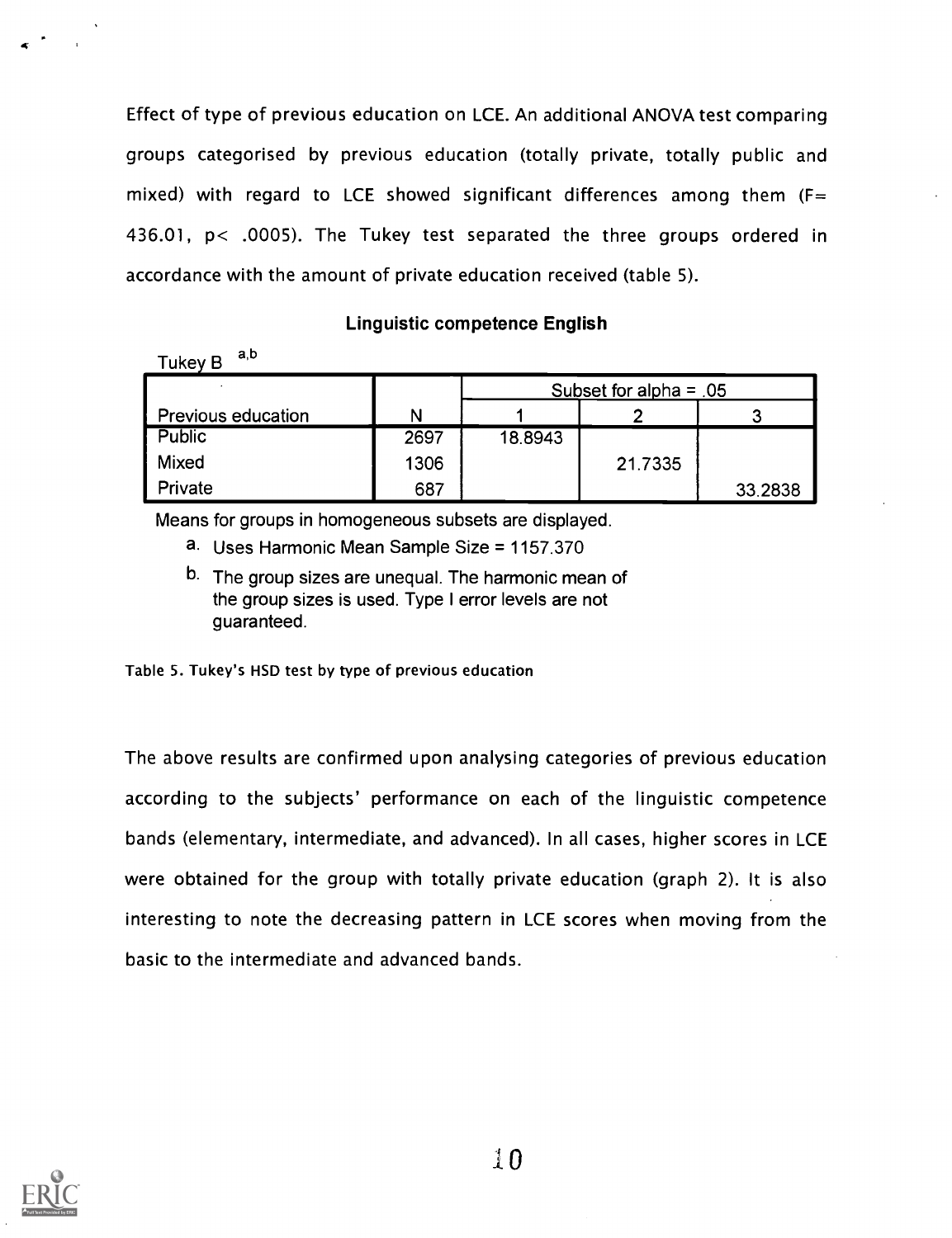Effect of type of previous education on LCE. An additional ANOVA test comparing groups categorised by previous education (totally private, totally public and mixed) with regard to LCE showed significant differences among them ($F = 436.01$, $p < .0005$). The Tukey test separated the three groups ordered in accordance with the amount of private education received (table 5).

**Linguistic competence English**

Tukey B [a,b]

| | | Subset for alpha = .05 | | |
|---|---|---|---|---|
| Previous education | N | 1 | 2 | 3 |
| Public | 2697 | 18.8943 | | |
| Mixed | 1306 | | 21.7335 | |
| Private | 687 | | | 33.2838 |

Means for groups in homogeneous subsets are displayed.

a. Uses Harmonic Mean Sample Size = 1157.370

b. The group sizes are unequal. The harmonic mean of the group sizes is used. Type I error levels are not guaranteed.

Table 5. Tukey's HSD test by type of previous education

The above results are confirmed upon analysing categories of previous education according to the subjects' performance on each of the linguistic competence bands (elementary, intermediate, and advanced). In all cases, higher scores in LCE were obtained for the group with totally private education (graph 2). It is also interesting to note the decreasing pattern in LCE scores when moving from the basic to the intermediate and advanced bands.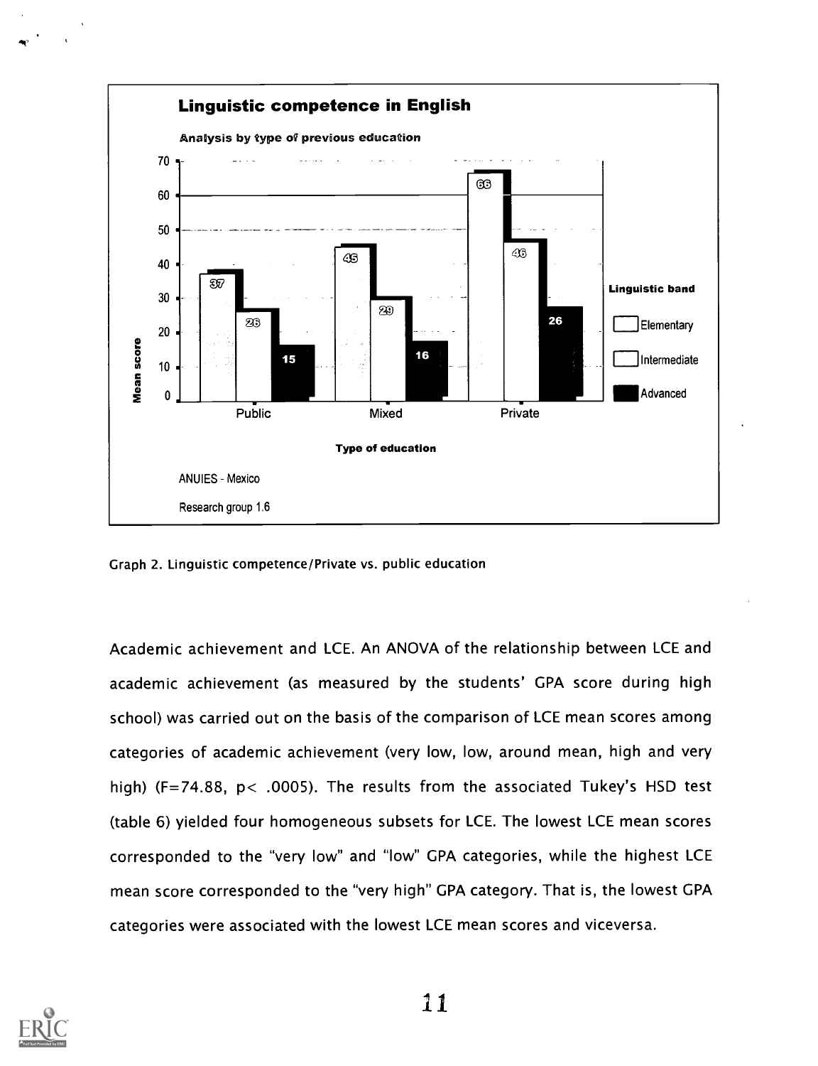**Linguistic competence in English**

Analysis by type of previous education

| Type of education | Elementary | Intermediate | Advanced |
|---|---|---|---|
| Public | 37 | 26 | 15 |
| Mixed | 45 | 29 | 16 |
| Private | 66 | 46 | 26 |

Mean score; Linguistic band; Type of education

ANUIES - Mexico

Research group 1.6

Graph 2. Linguistic competence/Private vs. public education

Academic achievement and LCE. An ANOVA of the relationship between LCE and academic achievement (as measured by the students' GPA score during high school) was carried out on the basis of the comparison of LCE mean scores among categories of academic achievement (very low, low, around mean, high and very high) ($F=74.88$, $p< .0005$). The results from the associated Tukey's HSD test (table 6) yielded four homogeneous subsets for LCE. The lowest LCE mean scores corresponded to the "very low" and "low" GPA categories, while the highest LCE mean score corresponded to the "very high" GPA category. That is, the lowest GPA categories were associated with the lowest LCE mean scores and viceversa.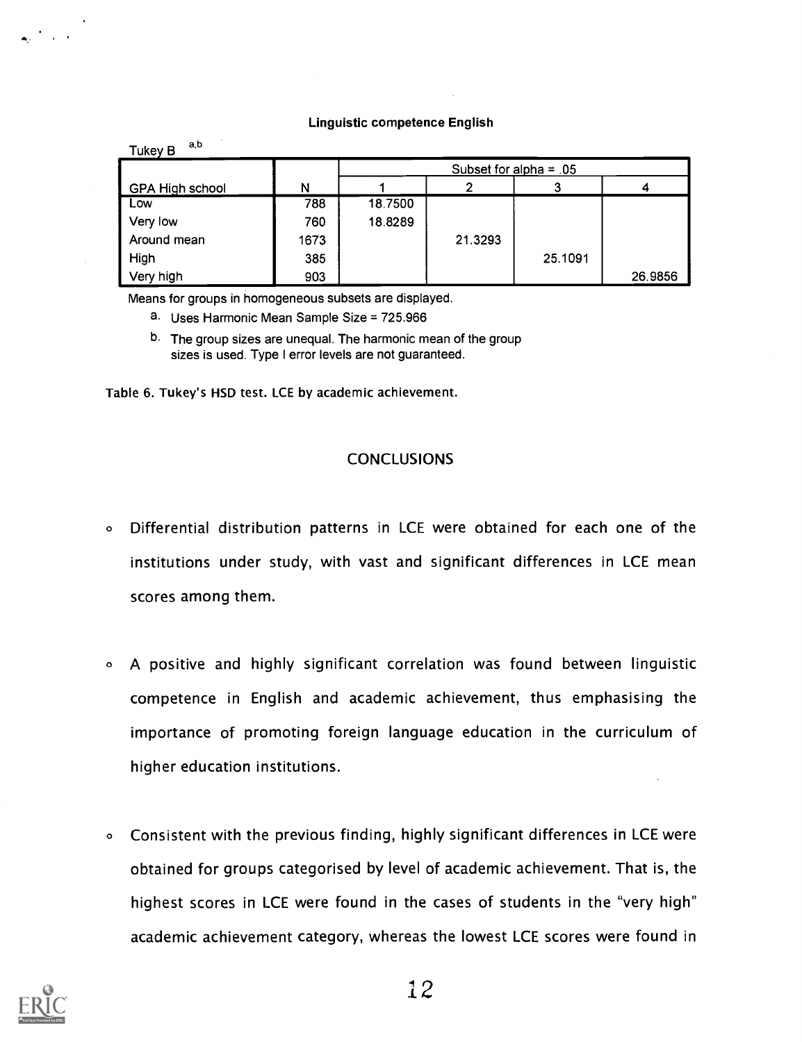**Linguistic competence English**

Tukey B [a,b]

| GPA High school | N | Subset for alpha = .05 | | | |
|---|---|---|---|---|---|
| | | 1 | 2 | 3 | 4 |
| Low | 788 | 18.7500 | | | |
| Very low | 760 | 18.8289 | | | |
| Around mean | 1673 | | 21.3293 | | |
| High | 385 | | | 25.1091 | |
| Very high | 903 | | | | 26.9856 |

Means for groups in homogeneous subsets are displayed.

a. Uses Harmonic Mean Sample Size = 725.966

b. The group sizes are unequal. The harmonic mean of the group sizes is used. Type I error levels are not guaranteed.

Table 6. Tukey's HSD test. LCE by academic achievement.

## CONCLUSIONS

- Differential distribution patterns in LCE were obtained for each one of the institutions under study, with vast and significant differences in LCE mean scores among them.

- A positive and highly significant correlation was found between linguistic competence in English and academic achievement, thus emphasising the importance of promoting foreign language education in the curriculum of higher education institutions.

- Consistent with the previous finding, highly significant differences in LCE were obtained for groups categorised by level of academic achievement. That is, the highest scores in LCE were found in the cases of students in the "very high" academic achievement category, whereas the lowest LCE scores were found in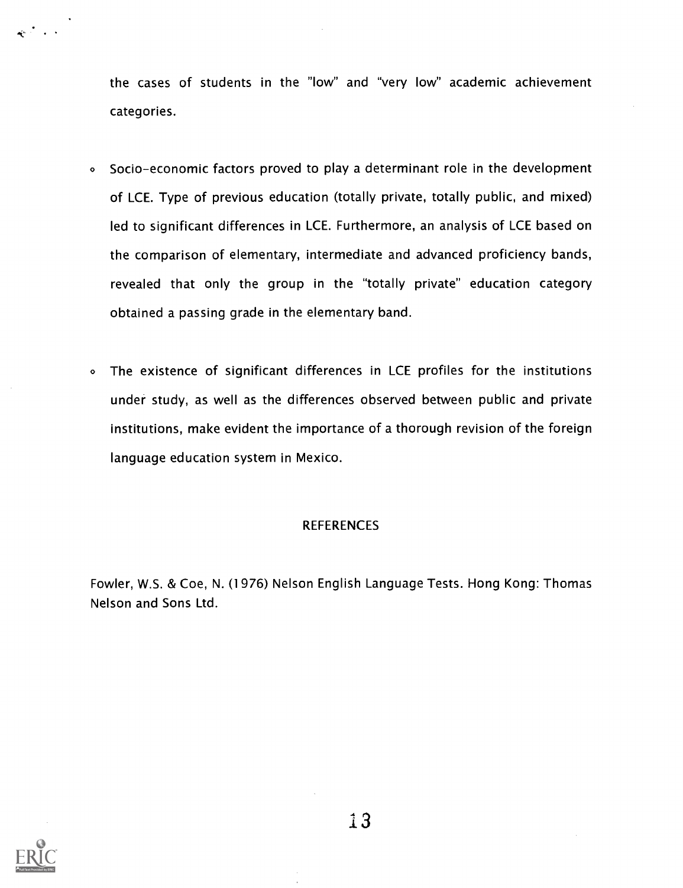the cases of students in the "low" and "very low" academic achievement categories.

- Socio-economic factors proved to play a determinant role in the development of LCE. Type of previous education (totally private, totally public, and mixed) led to significant differences in LCE. Furthermore, an analysis of LCE based on the comparison of elementary, intermediate and advanced proficiency bands, revealed that only the group in the "totally private" education category obtained a passing grade in the elementary band.

- The existence of significant differences in LCE profiles for the institutions under study, as well as the differences observed between public and private institutions, make evident the importance of a thorough revision of the foreign language education system in Mexico.

## REFERENCES

Fowler, W.S. & Coe, N. (1976) Nelson English Language Tests. Hong Kong: Thomas Nelson and Sons Ltd.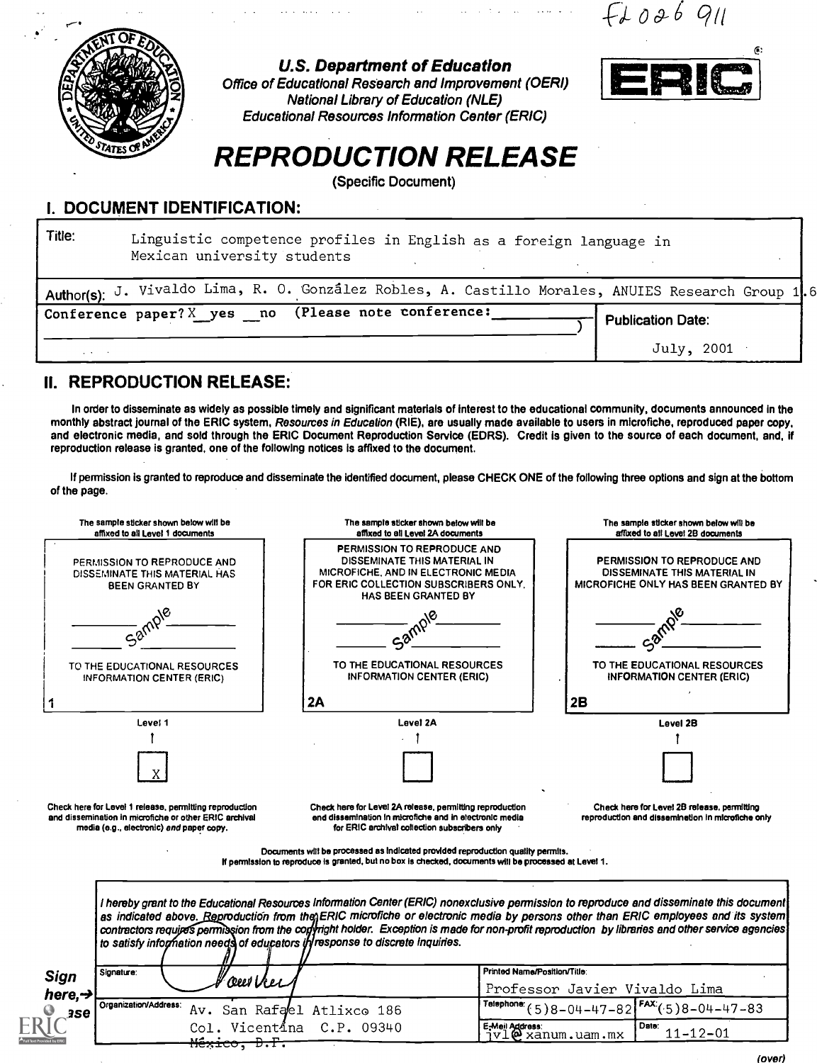FL026 911

**U.S. Department of Education**
*Office of Educational Research and Improvement (OERI)*
*National Library of Education (NLE)*
*Educational Resources Information Center (ERIC)*

ERIC

# REPRODUCTION RELEASE

(Specific Document)

## I. DOCUMENT IDENTIFICATION:

Title: Linguistic competence profiles in English as a foreign language in Mexican university students

Author(s): J. Vivaldo Lima, R. O. Gonzâlez Robles, A. Castillo Morales, ANUIES Research Group 1.6

Conference paper? X yes __ no (Please note conference: ____________)

Publication Date: July, 2001

## II. REPRODUCTION RELEASE:

In order to disseminate as widely as possible timely and significant materials of interest to the educational community, documents announced in the monthly abstract journal of the ERIC system, *Resources in Education* (RIE), are usually made available to users in microfiche, reproduced paper copy, and electronic media, and sold through the ERIC Document Reproduction Service (EDRS). Credit is given to the source of each document, and, if reproduction release is granted, one of the following notices is affixed to the document.

If permission is granted to reproduce and disseminate the identified document, please CHECK ONE of the following three options and sign at the bottom of the page.

| The sample sticker shown below will be affixed to all Level 1 documents | The sample sticker shown below will be affixed to all Level 2A documents | The sample sticker shown below will be affixed to all Level 2B documents |
|---|---|---|
| PERMISSION TO REPRODUCE AND DISSEMINATE THIS MATERIAL HAS BEEN GRANTED BY ______ Sample ______ TO THE EDUCATIONAL RESOURCES INFORMATION CENTER (ERIC) | PERMISSION TO REPRODUCE AND DISSEMINATE THIS MATERIAL IN MICROFICHE, AND IN ELECTRONIC MEDIA FOR ERIC COLLECTION SUBSCRIBERS ONLY, HAS BEEN GRANTED BY ______ Sample ______ TO THE EDUCATIONAL RESOURCES INFORMATION CENTER (ERIC) | PERMISSION TO REPRODUCE AND DISSEMINATE THIS MATERIAL IN MICROFICHE ONLY HAS BEEN GRANTED BY ______ Sample ______ TO THE EDUCATIONAL RESOURCES INFORMATION CENTER (ERIC) |
| 1 | 2A | 2B |
| Level 1 | Level 2A | Level 2B |
| [X] | [ ] | [ ] |
| Check here for Level 1 release, permitting reproduction and dissemination in microfiche or other ERIC archival media (e.g., electronic) *and* paper copy. | Check here for Level 2A release, permitting reproduction and dissemination in microfiche and in electronic media for ERIC archival collection subscribers only | Check here for Level 2B release, permitting reproduction and dissemination in microfiche only |

Documents will be processed as indicated provided reproduction quality permits.
If permission to reproduce is granted, but no box is checked, documents will be processed at Level 1.

*I hereby grant to the Educational Resources Information Center (ERIC) nonexclusive permission to reproduce and disseminate this document as indicated above. Reproduction from the ERIC microfiche or electronic media by persons other than ERIC employees and its system contractors requires permission from the copyright holder. Exception is made for non-profit reproduction by libraries and other service agencies to satisfy information needs of educators in response to discrete inquiries.*

**Sign here, → please**

| Signature: | Printed Name/Position/Title: Professor Javier Vivaldo Lima | |
|---|---|---|
| Organization/Address: Av. San Rafael Atlixco 186, Col. Vicentina C.P. 09340, ~~México, D.F.~~ | Telephone: (5)8-04-47-82 | FAX: (5)8-04-47-83 |
| | E-Mail Address: jvl@xanum.uam.mx | Date: 11-12-01 |

(over)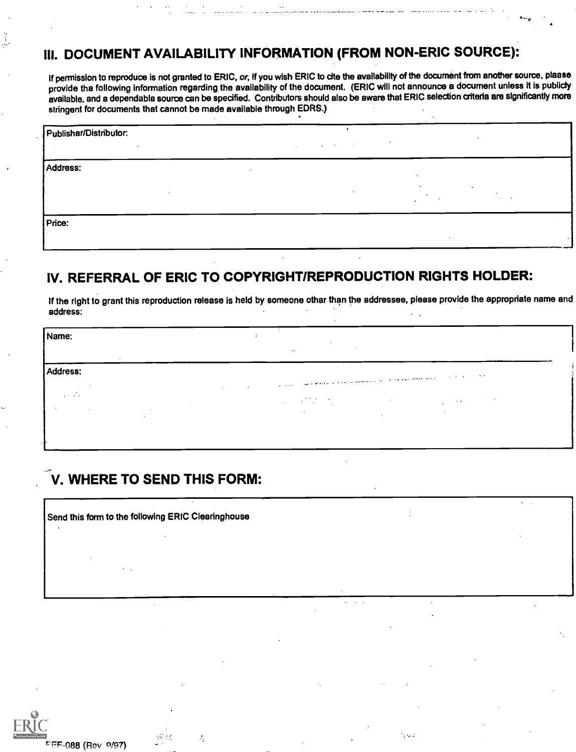## III. DOCUMENT AVAILABILITY INFORMATION (FROM NON-ERIC SOURCE):

If permission to reproduce is not granted to ERIC, *or*, if you wish ERIC to cite the availability of the document from another source, please provide the following information regarding the availability of the document. (ERIC will not announce a document unless it is publicly available, and a dependable source can be specified. Contributors should also be aware that ERIC selection criteria are significantly more stringent for documents that cannot be made available through EDRS.)

Publisher/Distributor:

Address:

Price:

## IV. REFERRAL OF ERIC TO COPYRIGHT/REPRODUCTION RIGHTS HOLDER:

If the right to grant this reproduction release is held by someone other than the addressee, please provide the appropriate name and address:

Name:

Address:

## V. WHERE TO SEND THIS FORM:

Send this form to the following ERIC Clearinghouse

EFF-088 (Rev. 9/97)